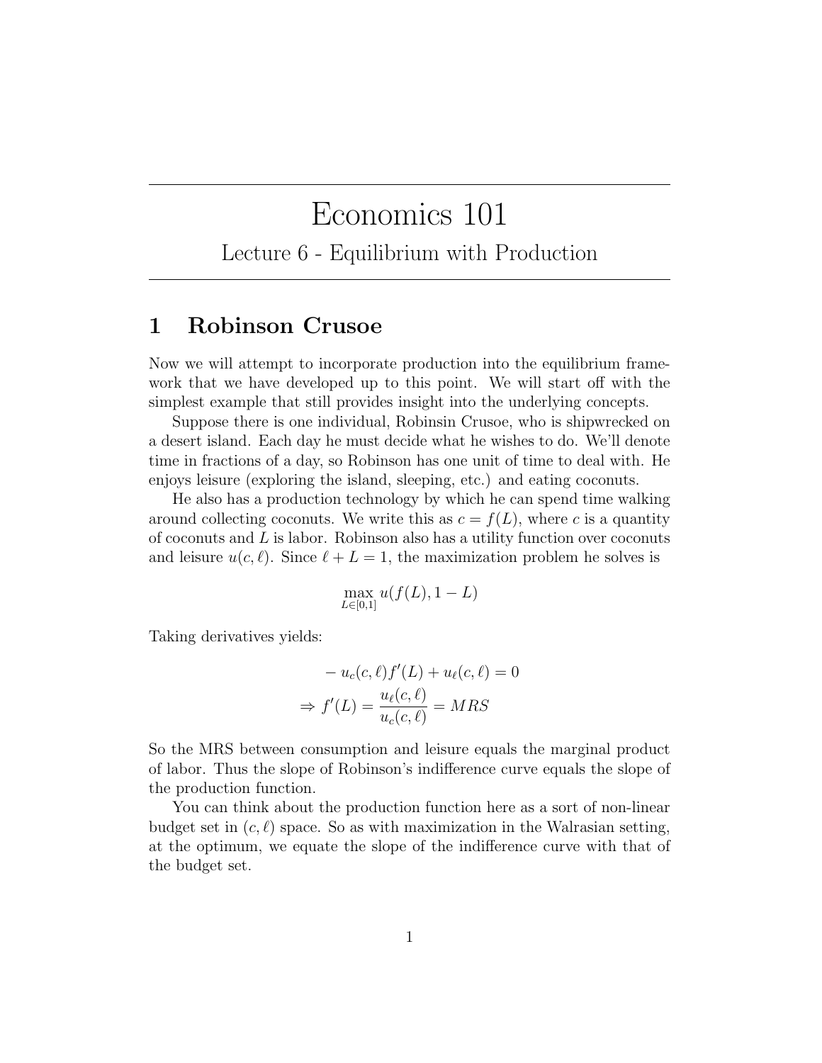# Economics 101

## Lecture 6 - Equilibrium with Production

## 1 Robinson Crusoe

Now we will attempt to incorporate production into the equilibrium framework that we have developed up to this point. We will start off with the simplest example that still provides insight into the underlying concepts.

Suppose there is one individual, Robinsin Crusoe, who is shipwrecked on a desert island. Each day he must decide what he wishes to do. We'll denote time in fractions of a day, so Robinson has one unit of time to deal with. He enjoys leisure (exploring the island, sleeping, etc.) and eating coconuts.

He also has a production technology by which he can spend time walking around collecting coconuts. We write this as $c = f(L)$, where $c$ is a quantity of coconuts and $L$ is labor. Robinson also has a utility function over coconuts and leisure $u(c, \ell)$. Since $\ell + L = 1$, the maximization problem he solves is

$$\max_{L \in [0,1]} u(f(L), 1 - L)$$

Taking derivatives yields:

$$- u_c(c, \ell) f'(L) + u_\ell(c, \ell) = 0$$

$$\Rightarrow f'(L) = \frac{u_\ell(c, \ell)}{u_c(c, \ell)} = MRS$$

So the MRS between consumption and leisure equals the marginal product of labor. Thus the slope of Robinson's indifference curve equals the slope of the production function.

You can think about the production function here as a sort of non-linear budget set in $(c, \ell)$ space. So as with maximization in the Walrasian setting, at the optimum, we equate the slope of the indifference curve with that of the budget set.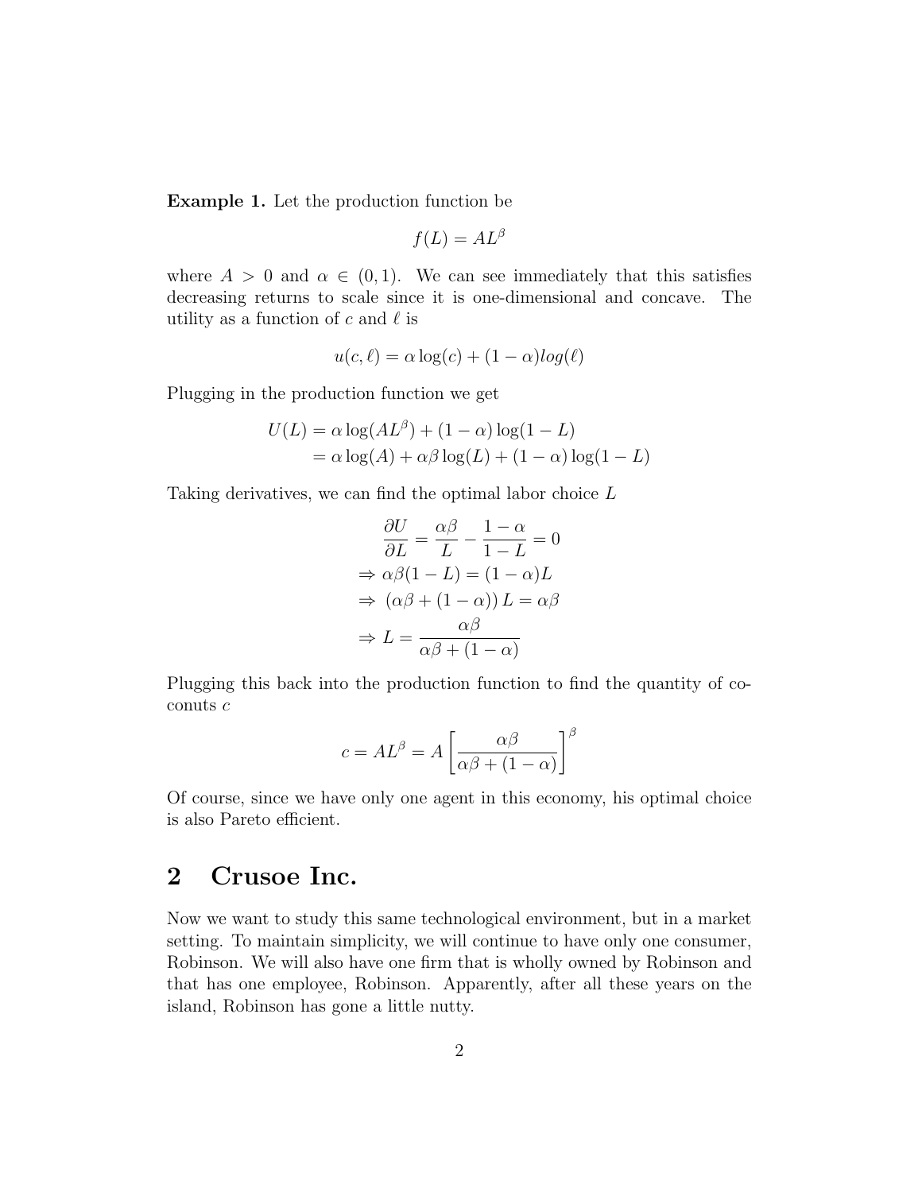**Example 1.** Let the production function be

$$f(L) = AL^{\beta}$$

where $A > 0$ and $\alpha \in (0, 1)$. We can see immediately that this satisfies decreasing returns to scale since it is one-dimensional and concave. The utility as a function of $c$ and $\ell$ is

$$u(c, \ell) = \alpha \log(c) + (1 - \alpha) log(\ell)$$

Plugging in the production function we get

$$\begin{aligned} U(L) &= \alpha \log(AL^{\beta}) + (1 - \alpha) \log(1 - L) \\ &= \alpha \log(A) + \alpha\beta \log(L) + (1 - \alpha) \log(1 - L) \end{aligned}$$

Taking derivatives, we can find the optimal labor choice $L$

$$\begin{aligned} \frac{\partial U}{\partial L} &= \frac{\alpha\beta}{L} - \frac{1 - \alpha}{1 - L} = 0 \\ \Rightarrow \alpha\beta(1 - L) &= (1 - \alpha)L \\ \Rightarrow (\alpha\beta + (1 - \alpha)) L &= \alpha\beta \\ \Rightarrow L &= \frac{\alpha\beta}{\alpha\beta + (1 - \alpha)} \end{aligned}$$

Plugging this back into the production function to find the quantity of coconuts $c$

$$c = AL^{\beta} = A \left[ \frac{\alpha\beta}{\alpha\beta + (1 - \alpha)} \right]^{\beta}$$

Of course, since we have only one agent in this economy, his optimal choice is also Pareto efficient.

## 2 Crusoe Inc.

Now we want to study this same technological environment, but in a market setting. To maintain simplicity, we will continue to have only one consumer, Robinson. We will also have one firm that is wholly owned by Robinson and that has one employee, Robinson. Apparently, after all these years on the island, Robinson has gone a little nutty.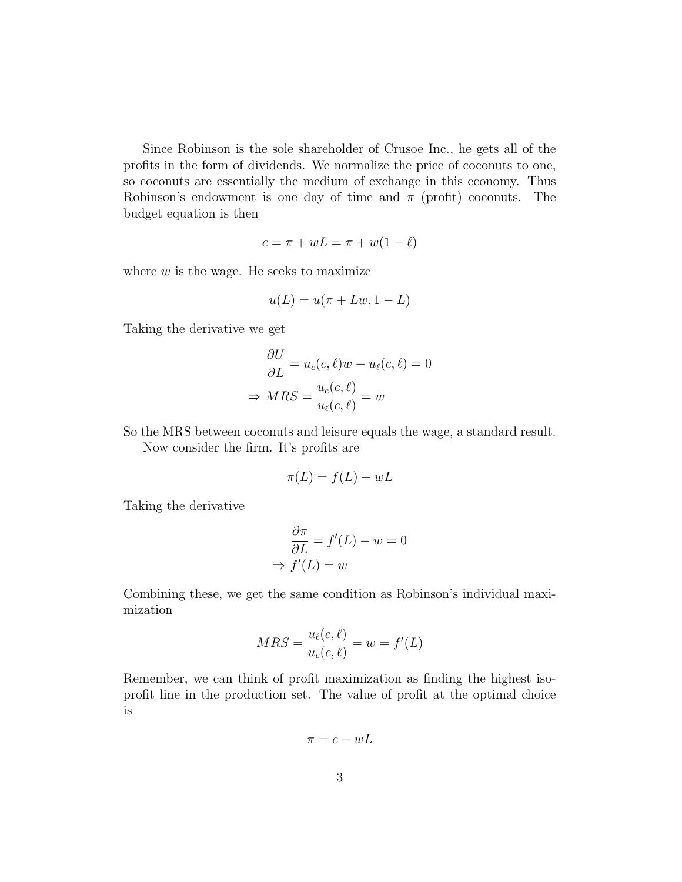Since Robinson is the sole shareholder of Crusoe Inc., he gets all of the profits in the form of dividends. We normalize the price of coconuts to one, so coconuts are essentially the medium of exchange in this economy. Thus Robinson's endowment is one day of time and $\pi$ (profit) coconuts. The budget equation is then

$$c = \pi + wL = \pi + w(1 - \ell)$$

where $w$ is the wage. He seeks to maximize

$$u(L) = u(\pi + Lw, 1 - L)$$

Taking the derivative we get

$$\frac{\partial U}{\partial L} = u_c(c, \ell)w - u_\ell(c, \ell) = 0$$
$$\Rightarrow MRS = \frac{u_c(c, \ell)}{u_\ell(c, \ell)} = w$$

So the MRS between coconuts and leisure equals the wage, a standard result.

Now consider the firm. It's profits are

$$\pi(L) = f(L) - wL$$

Taking the derivative

$$\frac{\partial \pi}{\partial L} = f'(L) - w = 0$$
$$\Rightarrow f'(L) = w$$

Combining these, we get the same condition as Robinson's individual maximization

$$MRS = \frac{u_\ell(c, \ell)}{u_c(c, \ell)} = w = f'(L)$$

Remember, we can think of profit maximization as finding the highest isoprofit line in the production set. The value of profit at the optimal choice is

$$\pi = c - wL$$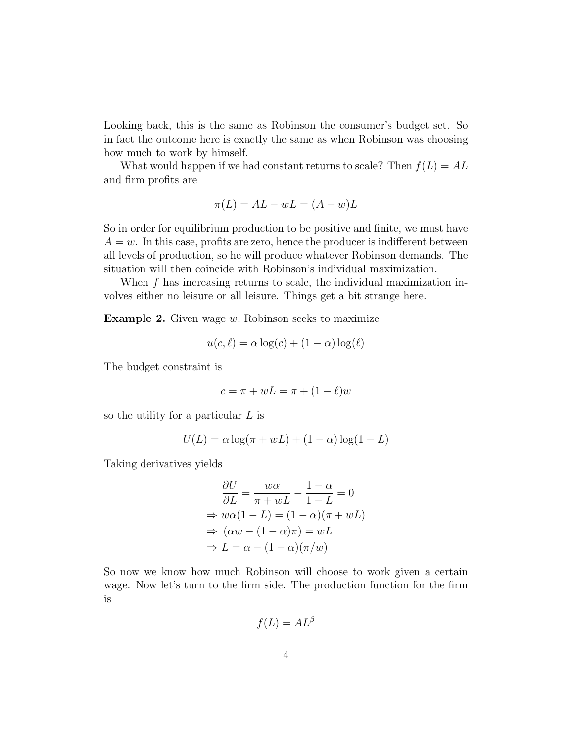Looking back, this is the same as Robinson the consumer's budget set. So in fact the outcome here is exactly the same as when Robinson was choosing how much to work by himself.

What would happen if we had constant returns to scale? Then $f(L) = AL$ and firm profits are

$$\pi(L) = AL - wL = (A - w)L$$

So in order for equilibrium production to be positive and finite, we must have $A = w$. In this case, profits are zero, hence the producer is indifferent between all levels of production, so he will produce whatever Robinson demands. The situation will then coincide with Robinson's individual maximization.

When $f$ has increasing returns to scale, the individual maximization involves either no leisure or all leisure. Things get a bit strange here.

**Example 2.** Given wage $w$, Robinson seeks to maximize

$$u(c, \ell) = \alpha \log(c) + (1 - \alpha) \log(\ell)$$

The budget constraint is

$$c = \pi + wL = \pi + (1 - \ell)w$$

so the utility for a particular $L$ is

$$U(L) = \alpha \log(\pi + wL) + (1 - \alpha) \log(1 - L)$$

Taking derivatives yields

$$\begin{aligned}
\frac{\partial U}{\partial L} &= \frac{w\alpha}{\pi + wL} - \frac{1 - \alpha}{1 - L} = 0 \\
\Rightarrow\ & w\alpha(1 - L) = (1 - \alpha)(\pi + wL) \\
\Rightarrow\ & (\alpha w - (1 - \alpha)\pi) = wL \\
\Rightarrow\ & L = \alpha - (1 - \alpha)(\pi / w)
\end{aligned}$$

So now we know how much Robinson will choose to work given a certain wage. Now let's turn to the firm side. The production function for the firm is

$$f(L) = AL^{\beta}$$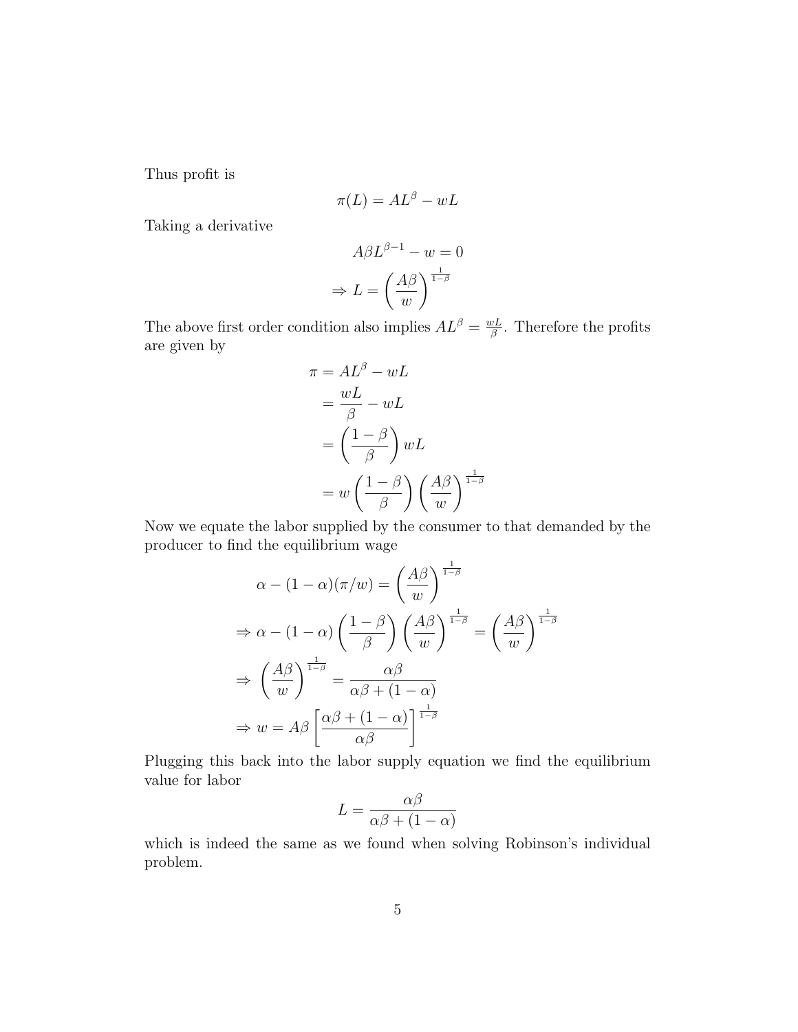Thus profit is

$$\pi(L) = AL^{\beta} - wL$$

Taking a derivative

$$A\beta L^{\beta-1} - w = 0$$

$$\Rightarrow L = \left(\frac{A\beta}{w}\right)^{\frac{1}{1-\beta}}$$

The above first order condition also implies $AL^{\beta} = \frac{wL}{\beta}$. Therefore the profits are given by

$$\begin{aligned}
\pi &= AL^{\beta} - wL \\
&= \frac{wL}{\beta} - wL \\
&= \left(\frac{1-\beta}{\beta}\right) wL \\
&= w\left(\frac{1-\beta}{\beta}\right)\left(\frac{A\beta}{w}\right)^{\frac{1}{1-\beta}}
\end{aligned}$$

Now we equate the labor supplied by the consumer to that demanded by the producer to find the equilibrium wage

$$\begin{aligned}
&\alpha - (1-\alpha)(\pi/w) = \left(\frac{A\beta}{w}\right)^{\frac{1}{1-\beta}} \\
&\Rightarrow \alpha - (1-\alpha)\left(\frac{1-\beta}{\beta}\right)\left(\frac{A\beta}{w}\right)^{\frac{1}{1-\beta}} = \left(\frac{A\beta}{w}\right)^{\frac{1}{1-\beta}} \\
&\Rightarrow \left(\frac{A\beta}{w}\right)^{\frac{1}{1-\beta}} = \frac{\alpha\beta}{\alpha\beta + (1-\alpha)} \\
&\Rightarrow w = A\beta\left[\frac{\alpha\beta + (1-\alpha)}{\alpha\beta}\right]^{\frac{1}{1-\beta}}
\end{aligned}$$

Plugging this back into the labor supply equation we find the equilibrium value for labor

$$L = \frac{\alpha\beta}{\alpha\beta + (1-\alpha)}$$

which is indeed the same as we found when solving Robinson's individual problem.